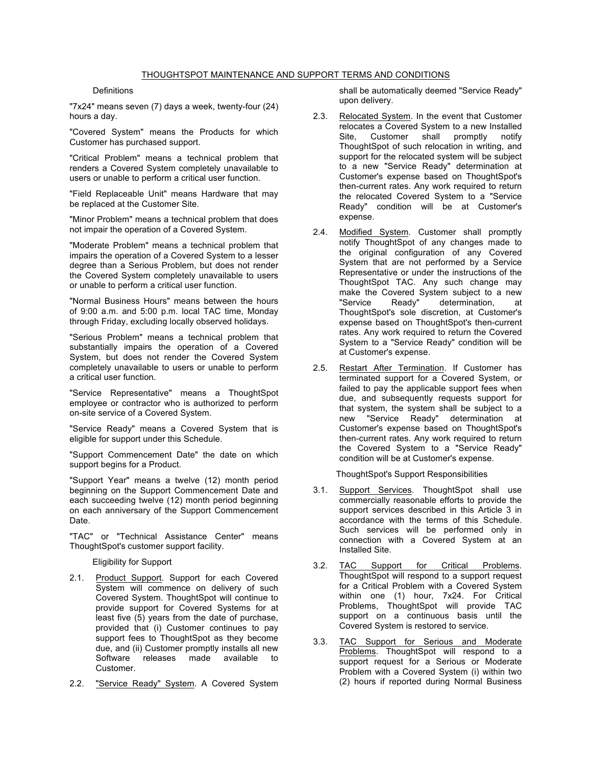# THOUGHTSPOT MAINTENANCE AND SUPPORT TERMS AND CONDITIONS

## Definitions

"7x24" means seven (7) days a week, twenty-four (24) hours a day.

"Covered System" means the Products for which Customer has purchased support.

"Critical Problem" means a technical problem that renders a Covered System completely unavailable to users or unable to perform a critical user function.

"Field Replaceable Unit" means Hardware that may be replaced at the Customer Site.

"Minor Problem" means a technical problem that does not impair the operation of a Covered System.

"Moderate Problem" means a technical problem that impairs the operation of a Covered System to a lesser degree than a Serious Problem, but does not render the Covered System completely unavailable to users or unable to perform a critical user function.

"Normal Business Hours" means between the hours of 9:00 a.m. and 5:00 p.m. local TAC time, Monday through Friday, excluding locally observed holidays.

"Serious Problem" means a technical problem that substantially impairs the operation of a Covered System, but does not render the Covered System completely unavailable to users or unable to perform a critical user function.

"Service Representative" means a ThoughtSpot employee or contractor who is authorized to perform on-site service of a Covered System.

"Service Ready" means a Covered System that is eligible for support under this Schedule.

"Support Commencement Date" the date on which support begins for a Product.

"Support Year" means a twelve (12) month period beginning on the Support Commencement Date and each succeeding twelve (12) month period beginning on each anniversary of the Support Commencement Date.

"TAC" or "Technical Assistance Center" means ThoughtSpot's customer support facility.

## Eligibility for Support

2.1. Product Support. Support for each Covered System will commence on delivery of such Covered System. ThoughtSpot will continue to provide support for Covered Systems for at least five (5) years from the date of purchase, provided that (i) Customer continues to pay support fees to ThoughtSpot as they become due, and (ii) Customer promptly installs all new Software releases made available to Customer.

2.2. "Service Ready" System. A Covered System shall be automatically deemed "Service Ready" upon delivery.

2.3. Relocated System. In the event that Customer relocates a Covered System to a new Installed Site, Customer shall promptly notify ThoughtSpot of such relocation in writing, and support for the relocated system will be subject to a new "Service Ready" determination at Customer's expense based on ThoughtSpot's then-current rates. Any work required to return the relocated Covered System to a "Service Ready" condition will be at Customer's expense.

2.4. Modified System. Customer shall promptly notify ThoughtSpot of any changes made to the original configuration of any Covered System that are not performed by a Service Representative or under the instructions of the ThoughtSpot TAC. Any such change may make the Covered System subject to a new "Service Ready" determination, at ThoughtSpot's sole discretion, at Customer's expense based on ThoughtSpot's then-current rates. Any work required to return the Covered System to a "Service Ready" condition will be at Customer's expense.

2.5. Restart After Termination. If Customer has terminated support for a Covered System, or failed to pay the applicable support fees when due, and subsequently requests support for that system, the system shall be subject to a new "Service Ready" determination at Customer's expense based on ThoughtSpot's then-current rates. Any work required to return the Covered System to a "Service Ready" condition will be at Customer's expense.

## ThoughtSpot's Support Responsibilities

3.1. Support Services. ThoughtSpot shall use commercially reasonable efforts to provide the support services described in this Article 3 in accordance with the terms of this Schedule. Such services will be performed only in connection with a Covered System at an Installed Site.

3.2. TAC Support for Critical Problems. ThoughtSpot will respond to a support request for a Critical Problem with a Covered System within one (1) hour, 7x24. For Critical Problems, ThoughtSpot will provide TAC support on a continuous basis until the Covered System is restored to service.

3.3. TAC Support for Serious and Moderate Problems. ThoughtSpot will respond to a support request for a Serious or Moderate Problem with a Covered System (i) within two (2) hours if reported during Normal Business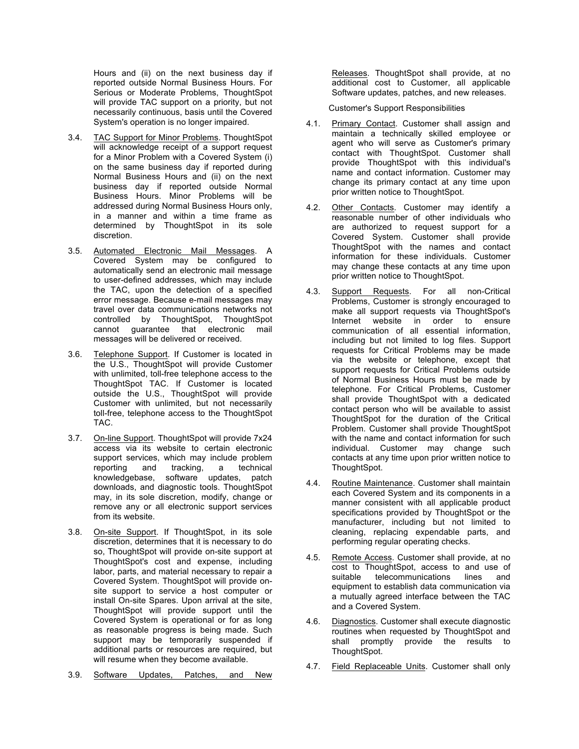Hours and (ii) on the next business day if reported outside Normal Business Hours. For Serious or Moderate Problems, ThoughtSpot will provide TAC support on a priority, but not necessarily continuous, basis until the Covered System's operation is no longer impaired.

3.4. TAC Support for Minor Problems. ThoughtSpot will acknowledge receipt of a support request for a Minor Problem with a Covered System (i) on the same business day if reported during Normal Business Hours and (ii) on the next business day if reported outside Normal Business Hours. Minor Problems will be addressed during Normal Business Hours only, in a manner and within a time frame as determined by ThoughtSpot in its sole discretion.

3.5. Automated Electronic Mail Messages. A Covered System may be configured to automatically send an electronic mail message to user-defined addresses, which may include the TAC, upon the detection of a specified error message. Because e-mail messages may travel over data communications networks not controlled by ThoughtSpot, ThoughtSpot cannot guarantee that electronic mail messages will be delivered or received.

3.6. Telephone Support. If Customer is located in the U.S., ThoughtSpot will provide Customer with unlimited, toll-free telephone access to the ThoughtSpot TAC. If Customer is located outside the U.S., ThoughtSpot will provide Customer with unlimited, but not necessarily toll-free, telephone access to the ThoughtSpot TAC.

3.7. On-line Support. ThoughtSpot will provide 7x24 access via its website to certain electronic support services, which may include problem reporting and tracking, a technical knowledgebase, software updates, patch downloads, and diagnostic tools. ThoughtSpot may, in its sole discretion, modify, change or remove any or all electronic support services from its website.

3.8. On-site Support. If ThoughtSpot, in its sole discretion, determines that it is necessary to do so, ThoughtSpot will provide on-site support at ThoughtSpot's cost and expense, including labor, parts, and material necessary to repair a Covered System. ThoughtSpot will provide on-site support to service a host computer or install On-site Spares. Upon arrival at the site, ThoughtSpot will provide support until the Covered System is operational or for as long as reasonable progress is being made. Such support may be temporarily suspended if additional parts or resources are required, but will resume when they become available.

3.9. Software Updates, Patches, and New Releases. ThoughtSpot shall provide, at no additional cost to Customer, all applicable Software updates, patches, and new releases.

Customer's Support Responsibilities

4.1. Primary Contact. Customer shall assign and maintain a technically skilled employee or agent who will serve as Customer's primary contact with ThoughtSpot. Customer shall provide ThoughtSpot with this individual's name and contact information. Customer may change its primary contact at any time upon prior written notice to ThoughtSpot.

4.2. Other Contacts. Customer may identify a reasonable number of other individuals who are authorized to request support for a Covered System. Customer shall provide ThoughtSpot with the names and contact information for these individuals. Customer may change these contacts at any time upon prior written notice to ThoughtSpot.

4.3. Support Requests. For all non-Critical Problems, Customer is strongly encouraged to make all support requests via ThoughtSpot's Internet website in order to ensure communication of all essential information, including but not limited to log files. Support requests for Critical Problems may be made via the website or telephone, except that support requests for Critical Problems outside of Normal Business Hours must be made by telephone. For Critical Problems, Customer shall provide ThoughtSpot with a dedicated contact person who will be available to assist ThoughtSpot for the duration of the Critical Problem. Customer shall provide ThoughtSpot with the name and contact information for such individual. Customer may change such contacts at any time upon prior written notice to ThoughtSpot.

4.4. Routine Maintenance. Customer shall maintain each Covered System and its components in a manner consistent with all applicable product specifications provided by ThoughtSpot or the manufacturer, including but not limited to cleaning, replacing expendable parts, and performing regular operating checks.

4.5. Remote Access. Customer shall provide, at no cost to ThoughtSpot, access to and use of suitable telecommunications lines and equipment to establish data communication via a mutually agreed interface between the TAC and a Covered System.

4.6. Diagnostics. Customer shall execute diagnostic routines when requested by ThoughtSpot and shall promptly provide the results to ThoughtSpot.

4.7. Field Replaceable Units. Customer shall only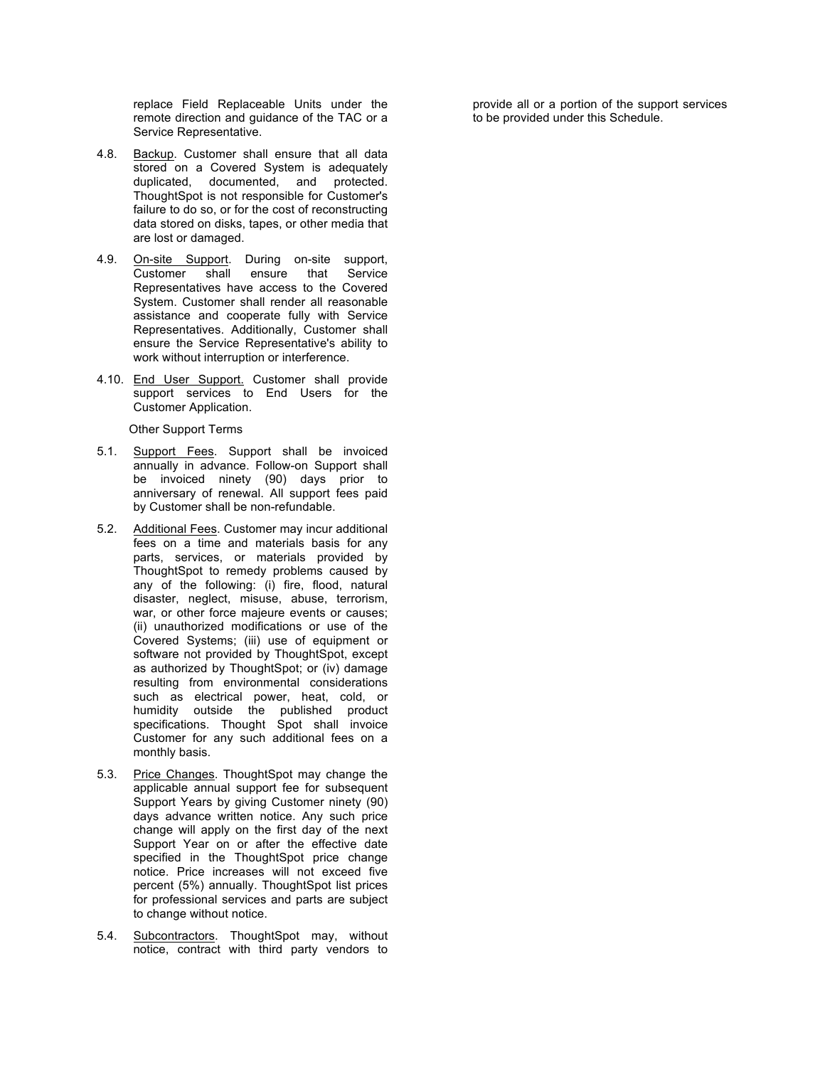replace Field Replaceable Units under the remote direction and guidance of the TAC or a Service Representative.

4.8. Backup. Customer shall ensure that all data stored on a Covered System is adequately duplicated, documented, and protected. ThoughtSpot is not responsible for Customer's failure to do so, or for the cost of reconstructing data stored on disks, tapes, or other media that are lost or damaged.

4.9. On-site Support. During on-site support, Customer shall ensure that Service Representatives have access to the Covered System. Customer shall render all reasonable assistance and cooperate fully with Service Representatives. Additionally, Customer shall ensure the Service Representative's ability to work without interruption or interference.

4.10. End User Support. Customer shall provide support services to End Users for the Customer Application.

Other Support Terms

5.1. Support Fees. Support shall be invoiced annually in advance. Follow-on Support shall be invoiced ninety (90) days prior to anniversary of renewal. All support fees paid by Customer shall be non-refundable.

5.2. Additional Fees. Customer may incur additional fees on a time and materials basis for any parts, services, or materials provided by ThoughtSpot to remedy problems caused by any of the following: (i) fire, flood, natural disaster, neglect, misuse, abuse, terrorism, war, or other force majeure events or causes; (ii) unauthorized modifications or use of the Covered Systems; (iii) use of equipment or software not provided by ThoughtSpot, except as authorized by ThoughtSpot; or (iv) damage resulting from environmental considerations such as electrical power, heat, cold, or humidity outside the published product specifications. Thought Spot shall invoice Customer for any such additional fees on a monthly basis.

5.3. Price Changes. ThoughtSpot may change the applicable annual support fee for subsequent Support Years by giving Customer ninety (90) days advance written notice. Any such price change will apply on the first day of the next Support Year on or after the effective date specified in the ThoughtSpot price change notice. Price increases will not exceed five percent (5%) annually. ThoughtSpot list prices for professional services and parts are subject to change without notice.

5.4. Subcontractors. ThoughtSpot may, without notice, contract with third party vendors to provide all or a portion of the support services to be provided under this Schedule.